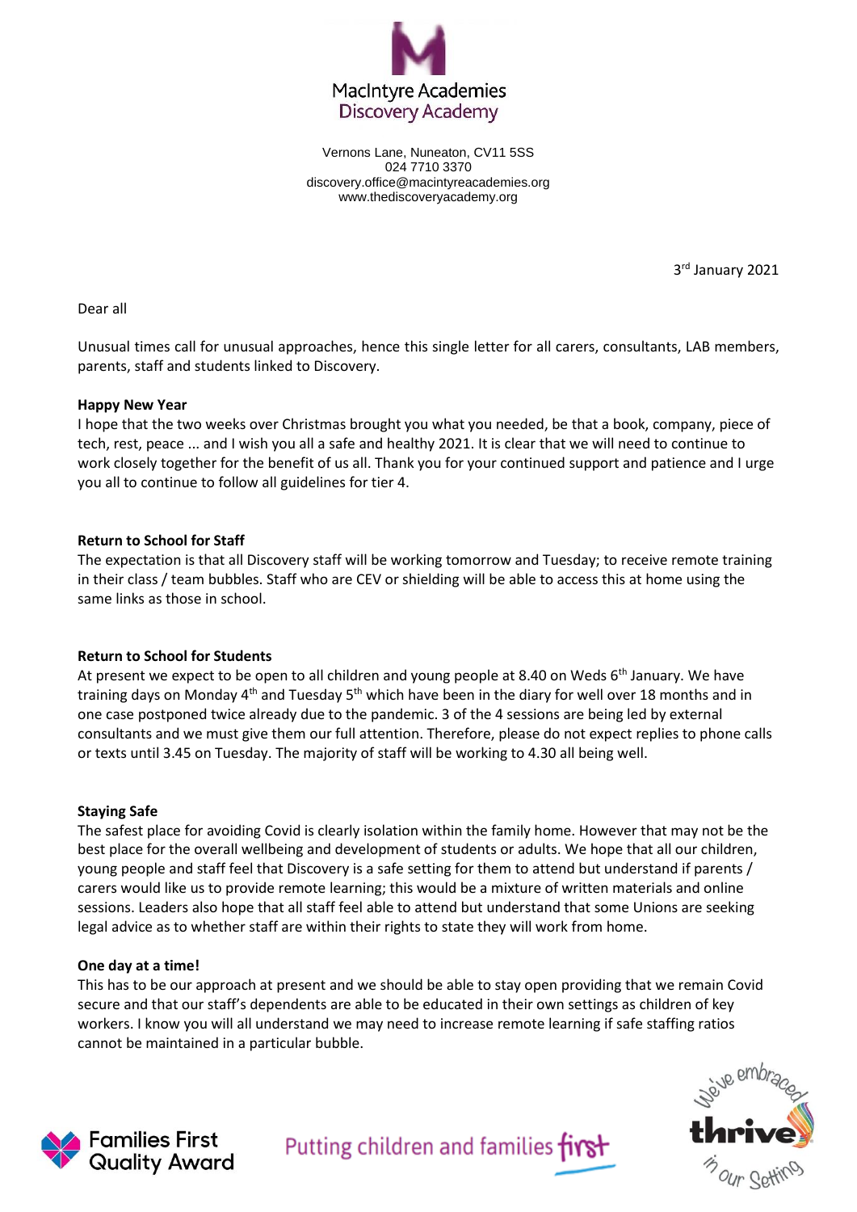MacIntyre Academies
Discovery Academy

Vernons Lane, Nuneaton, CV11 5SS
024 7710 3370
discovery.office@macintyreacademies.org
www.thediscoveryacademy.org

3rd January 2021

Dear all

Unusual times call for unusual approaches, hence this single letter for all carers, consultants, LAB members, parents, staff and students linked to Discovery.

**Happy New Year**

I hope that the two weeks over Christmas brought you what you needed, be that a book, company, piece of tech, rest, peace ... and I wish you all a safe and healthy 2021. It is clear that we will need to continue to work closely together for the benefit of us all. Thank you for your continued support and patience and I urge you all to continue to follow all guidelines for tier 4.

**Return to School for Staff**

The expectation is that all Discovery staff will be working tomorrow and Tuesday; to receive remote training in their class / team bubbles. Staff who are CEV or shielding will be able to access this at home using the same links as those in school.

**Return to School for Students**

At present we expect to be open to all children and young people at 8.40 on Weds 6th January. We have training days on Monday 4th and Tuesday 5th which have been in the diary for well over 18 months and in one case postponed twice already due to the pandemic. 3 of the 4 sessions are being led by external consultants and we must give them our full attention. Therefore, please do not expect replies to phone calls or texts until 3.45 on Tuesday. The majority of staff will be working to 4.30 all being well.

**Staying Safe**

The safest place for avoiding Covid is clearly isolation within the family home. However that may not be the best place for the overall wellbeing and development of students or adults. We hope that all our children, young people and staff feel that Discovery is a safe setting for them to attend but understand if parents / carers would like us to provide remote learning; this would be a mixture of written materials and online sessions. Leaders also hope that all staff feel able to attend but understand that some Unions are seeking legal advice as to whether staff are within their rights to state they will work from home.

**One day at a time!**

This has to be our approach at present and we should be able to stay open providing that we remain Covid secure and that our staff's dependents are able to be educated in their own settings as children of key workers. I know you will all understand we may need to increase remote learning if safe staffing ratios cannot be maintained in a particular bubble.

Families First Quality Award

Putting children and families first

We've embraced thrive in our Setting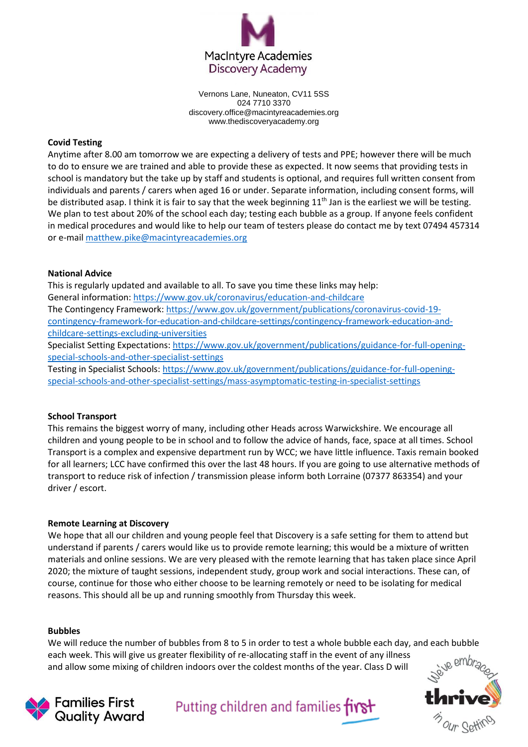**Covid Testing**

Anytime after 8.00 am tomorrow we are expecting a delivery of tests and PPE; however there will be much to do to ensure we are trained and able to provide these as expected. It now seems that providing tests in school is mandatory but the take up by staff and students is optional, and requires full written consent from individuals and parents / carers when aged 16 or under. Separate information, including consent forms, will be distributed asap. I think it is fair to say that the week beginning 11th Jan is the earliest we will be testing. We plan to test about 20% of the school each day; testing each bubble as a group. If anyone feels confident in medical procedures and would like to help our team of testers please do contact me by text 07494 457314 or e-mail matthew.pike@macintyreacademies.org

**National Advice**

This is regularly updated and available to all. To save you time these links may help:

General information: https://www.gov.uk/coronavirus/education-and-childcare

The Contingency Framework: https://www.gov.uk/government/publications/coronavirus-covid-19-contingency-framework-for-education-and-childcare-settings/contingency-framework-education-and-childcare-settings-excluding-universities

Specialist Setting Expectations: https://www.gov.uk/government/publications/guidance-for-full-opening-special-schools-and-other-specialist-settings

Testing in Specialist Schools: https://www.gov.uk/government/publications/guidance-for-full-opening-special-schools-and-other-specialist-settings/mass-asymptomatic-testing-in-specialist-settings

**School Transport**

This remains the biggest worry of many, including other Heads across Warwickshire. We encourage all children and young people to be in school and to follow the advice of hands, face, space at all times. School Transport is a complex and expensive department run by WCC; we have little influence. Taxis remain booked for all learners; LCC have confirmed this over the last 48 hours. If you are going to use alternative methods of transport to reduce risk of infection / transmission please inform both Lorraine (07377 863354) and your driver / escort.

**Remote Learning at Discovery**

We hope that all our children and young people feel that Discovery is a safe setting for them to attend but understand if parents / carers would like us to provide remote learning; this would be a mixture of written materials and online sessions. We are very pleased with the remote learning that has taken place since April 2020; the mixture of taught sessions, independent study, group work and social interactions. These can, of course, continue for those who either choose to be learning remotely or need to be isolating for medical reasons. This should all be up and running smoothly from Thursday this week.

**Bubbles**

We will reduce the number of bubbles from 8 to 5 in order to test a whole bubble each day, and each bubble each week. This will give us greater flexibility of re-allocating staff in the event of any illness and allow some mixing of children indoors over the coldest months of the year. Class D will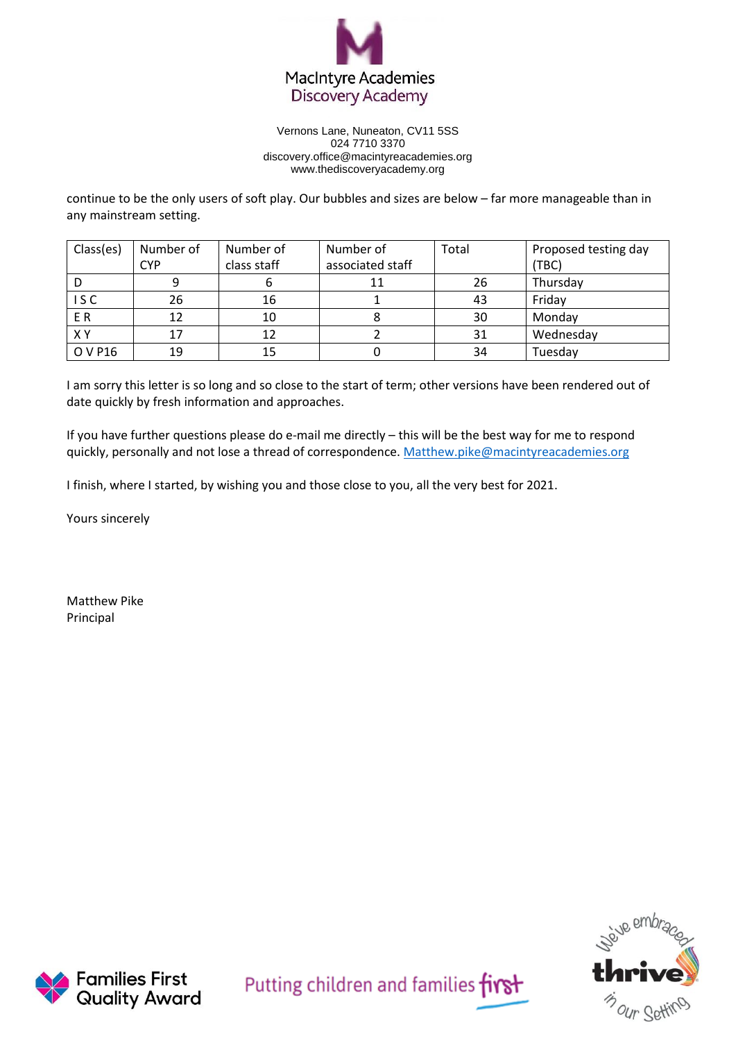MacIntyre Academies
Discovery Academy

Vernons Lane, Nuneaton, CV11 5SS
024 7710 3370
discovery.office@macintyreacademies.org
www.thediscoveryacademy.org

continue to be the only users of soft play. Our bubbles and sizes are below – far more manageable than in any mainstream setting.

| Class(es) | Number of CYP | Number of class staff | Number of associated staff | Total | Proposed testing day (TBC) |
|---|---|---|---|---|---|
| D | 9 | 6 | 11 | 26 | Thursday |
| I S C | 26 | 16 | 1 | 43 | Friday |
| E R | 12 | 10 | 8 | 30 | Monday |
| X Y | 17 | 12 | 2 | 31 | Wednesday |
| O V P16 | 19 | 15 | 0 | 34 | Tuesday |

I am sorry this letter is so long and so close to the start of term; other versions have been rendered out of date quickly by fresh information and approaches.

If you have further questions please do e-mail me directly – this will be the best way for me to respond quickly, personally and not lose a thread of correspondence. Matthew.pike@macintyreacademies.org

I finish, where I started, by wishing you and those close to you, all the very best for 2021.

Yours sincerely

Matthew Pike
Principal

Families First Quality Award

Putting children and families first

We've embraced thrive in our Setting